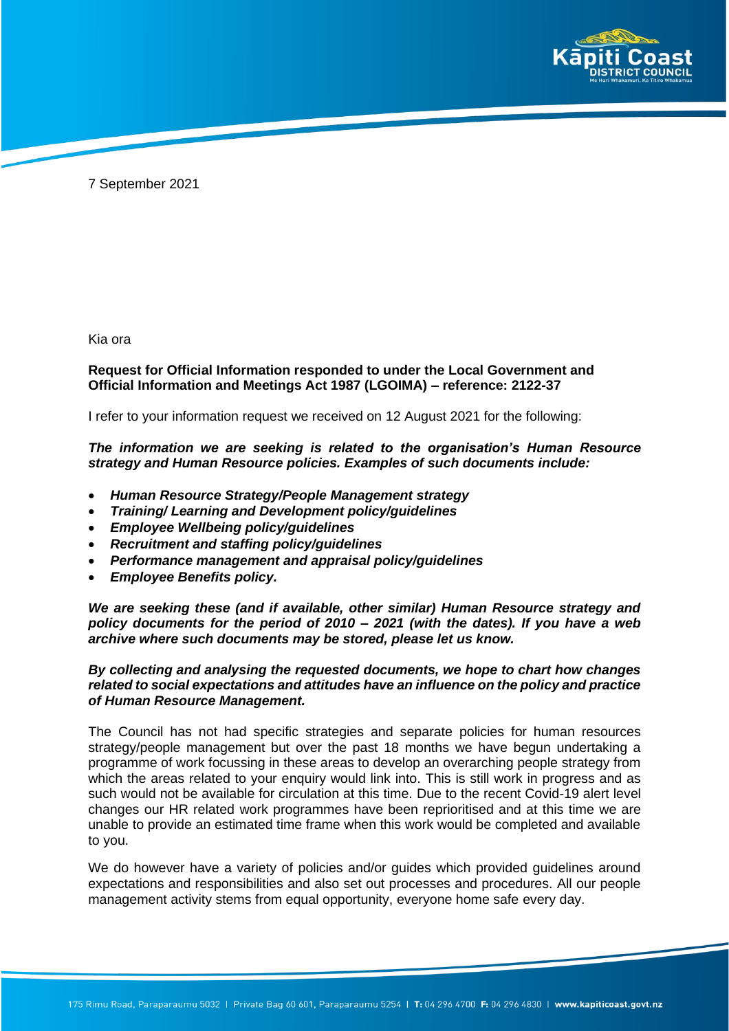7 September 2021

Kia ora

**Request for Official Information responded to under the Local Government and Official Information and Meetings Act 1987 (LGOIMA) – reference: 2122-37**

I refer to your information request we received on 12 August 2021 for the following:

***The information we are seeking is related to the organisation's Human Resource strategy and Human Resource policies. Examples of such documents include:***

- ***Human Resource Strategy/People Management strategy***
- ***Training/ Learning and Development policy/guidelines***
- ***Employee Wellbeing policy/guidelines***
- ***Recruitment and staffing policy/guidelines***
- ***Performance management and appraisal policy/guidelines***
- ***Employee Benefits policy.***

***We are seeking these (and if available, other similar) Human Resource strategy and policy documents for the period of 2010 – 2021 (with the dates). If you have a web archive where such documents may be stored, please let us know.***

***By collecting and analysing the requested documents, we hope to chart how changes related to social expectations and attitudes have an influence on the policy and practice of Human Resource Management.***

The Council has not had specific strategies and separate policies for human resources strategy/people management but over the past 18 months we have begun undertaking a programme of work focussing in these areas to develop an overarching people strategy from which the areas related to your enquiry would link into. This is still work in progress and as such would not be available for circulation at this time. Due to the recent Covid-19 alert level changes our HR related work programmes have been reprioritised and at this time we are unable to provide an estimated time frame when this work would be completed and available to you.

We do however have a variety of policies and/or guides which provided guidelines around expectations and responsibilities and also set out processes and procedures. All our people management activity stems from equal opportunity, everyone home safe every day.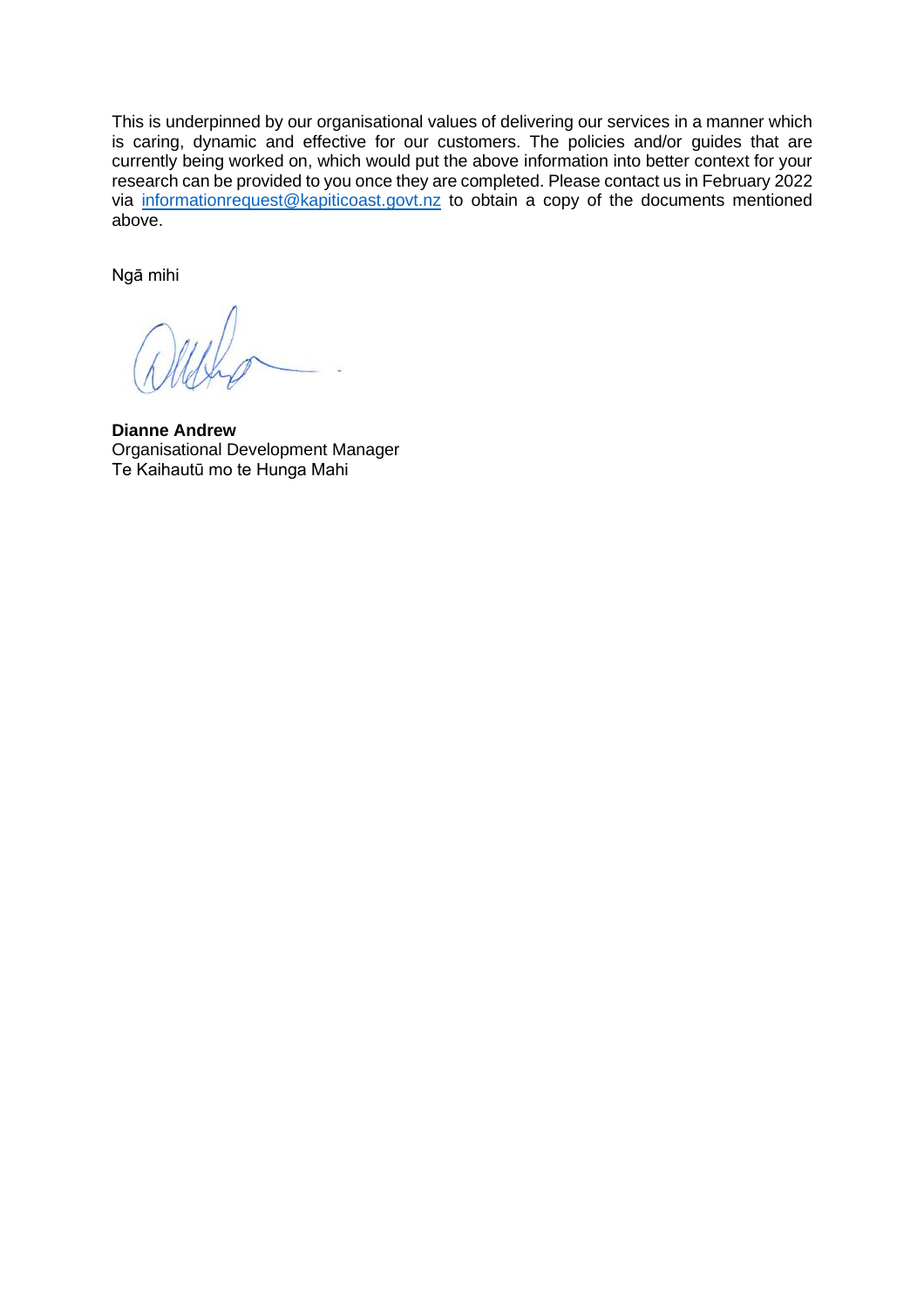This is underpinned by our organisational values of delivering our services in a manner which is caring, dynamic and effective for our customers. The policies and/or guides that are currently being worked on, which would put the above information into better context for your research can be provided to you once they are completed. Please contact us in February 2022 via informationrequest@kapiticoast.govt.nz to obtain a copy of the documents mentioned above.

Ngā mihi

**Dianne Andrew**
Organisational Development Manager
Te Kaihautū mo te Hunga Mahi